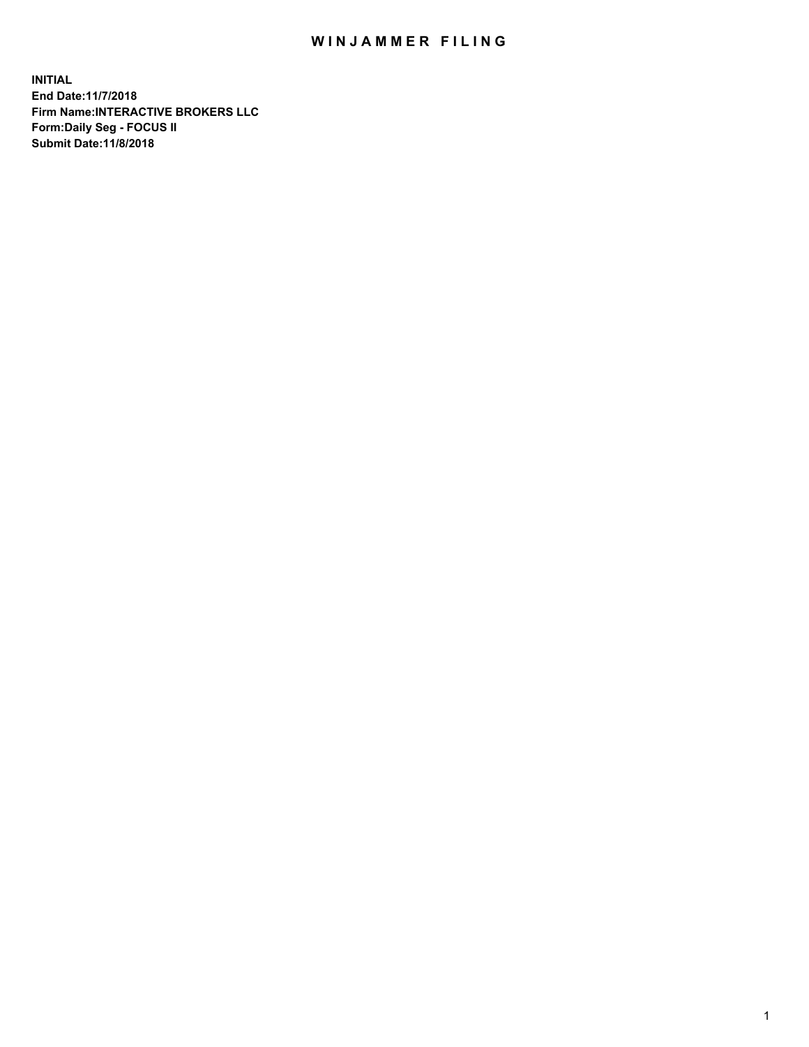# WINJAMMER FILING

**INITIAL**
**End Date:11/7/2018**
**Firm Name:INTERACTIVE BROKERS LLC**
**Form:Daily Seg - FOCUS II**
**Submit Date:11/8/2018**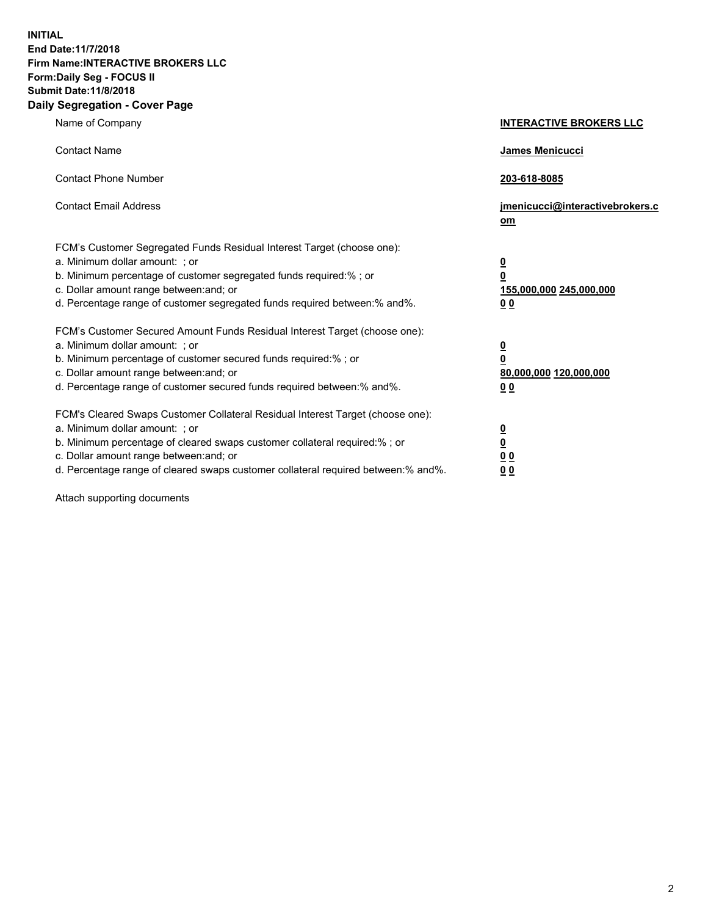**INITIAL**
**End Date:11/7/2018**
**Firm Name:INTERACTIVE BROKERS LLC**
**Form:Daily Seg - FOCUS II**
**Submit Date:11/8/2018**
**Daily Segregation - Cover Page**

| | |
|---|---|
| Name of Company | **INTERACTIVE BROKERS LLC** |
| Contact Name | **James Menicucci** |
| Contact Phone Number | **203-618-8085** |
| Contact Email Address | **jmenicucci@interactivebrokers.com** |
| FCM's Customer Segregated Funds Residual Interest Target (choose one): | |
| a. Minimum dollar amount: ; or | **0** |
| b. Minimum percentage of customer segregated funds required:% ; or | **0** |
| c. Dollar amount range between:and; or | **155,000,000 245,000,000** |
| d. Percentage range of customer segregated funds required between:% and%. | **0 0** |
| FCM's Customer Secured Amount Funds Residual Interest Target (choose one): | |
| a. Minimum dollar amount: ; or | **0** |
| b. Minimum percentage of customer secured funds required:% ; or | **0** |
| c. Dollar amount range between:and; or | **80,000,000 120,000,000** |
| d. Percentage range of customer secured funds required between:% and%. | **0 0** |
| FCM's Cleared Swaps Customer Collateral Residual Interest Target (choose one): | |
| a. Minimum dollar amount: ; or | **0** |
| b. Minimum percentage of cleared swaps customer collateral required:% ; or | **0** |
| c. Dollar amount range between:and; or | **0 0** |
| d. Percentage range of cleared swaps customer collateral required between:% and%. | **0 0** |

Attach supporting documents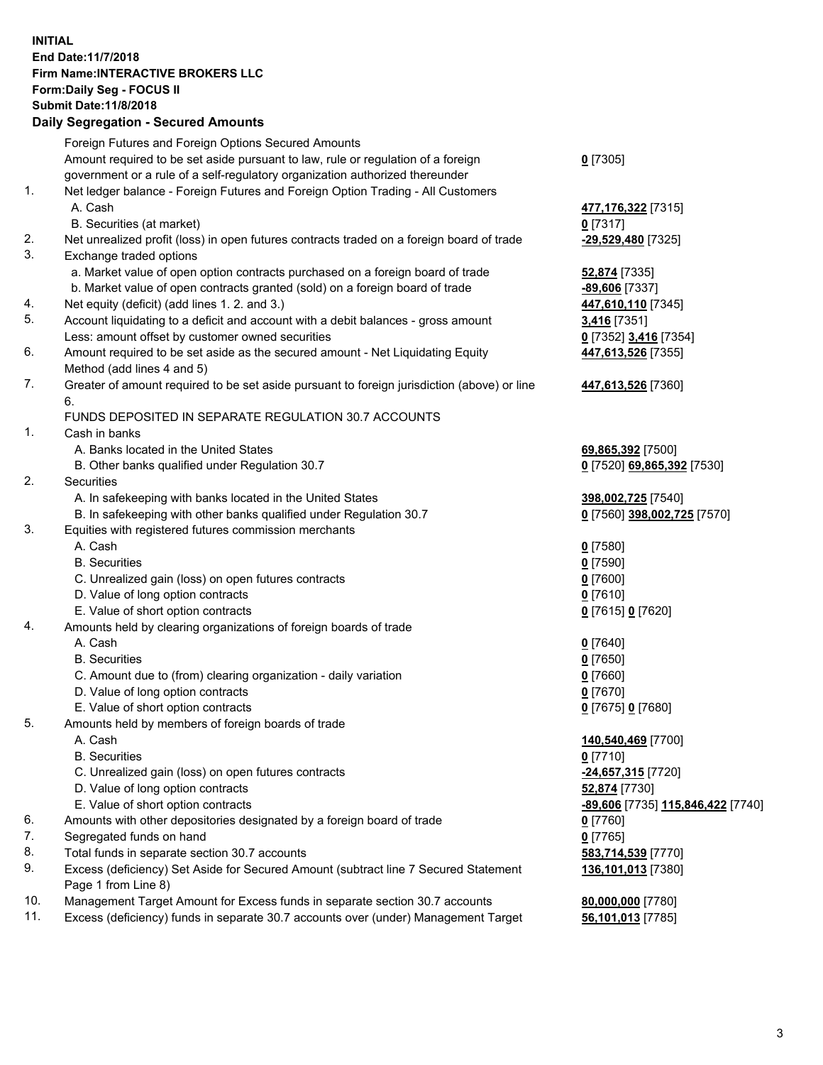**INITIAL**
**End Date:11/7/2018**
**Firm Name:INTERACTIVE BROKERS LLC**
**Form:Daily Seg - FOCUS II**
**Submit Date:11/8/2018**

## Daily Segregation - Secured Amounts

| | | |
|---|---|---|
| | Foreign Futures and Foreign Options Secured Amounts | |
| | Amount required to be set aside pursuant to law, rule or regulation of a foreign government or a rule of a self-regulatory organization authorized thereunder | **0** [7305] |
| 1. | Net ledger balance - Foreign Futures and Foreign Option Trading - All Customers | |
| | A. Cash | **477,176,322** [7315] |
| | B. Securities (at market) | **0** [7317] |
| 2. | Net unrealized profit (loss) in open futures contracts traded on a foreign board of trade | **-29,529,480** [7325] |
| 3. | Exchange traded options | |
| | a. Market value of open option contracts purchased on a foreign board of trade | **52,874** [7335] |
| | b. Market value of open contracts granted (sold) on a foreign board of trade | **-89,606** [7337] |
| 4. | Net equity (deficit) (add lines 1. 2. and 3.) | **447,610,110** [7345] |
| 5. | Account liquidating to a deficit and account with a debit balances - gross amount | **3,416** [7351] |
| | Less: amount offset by customer owned securities | **0** [7352] **3,416** [7354] |
| 6. | Amount required to be set aside as the secured amount - Net Liquidating Equity Method (add lines 4 and 5) | **447,613,526** [7355] |
| 7. | Greater of amount required to be set aside pursuant to foreign jurisdiction (above) or line 6. | **447,613,526** [7360] |
| | FUNDS DEPOSITED IN SEPARATE REGULATION 30.7 ACCOUNTS | |
| 1. | Cash in banks | |
| | A. Banks located in the United States | **69,865,392** [7500] |
| | B. Other banks qualified under Regulation 30.7 | **0** [7520] **69,865,392** [7530] |
| 2. | Securities | |
| | A. In safekeeping with banks located in the United States | **398,002,725** [7540] |
| | B. In safekeeping with other banks qualified under Regulation 30.7 | **0** [7560] **398,002,725** [7570] |
| 3. | Equities with registered futures commission merchants | |
| | A. Cash | **0** [7580] |
| | B. Securities | **0** [7590] |
| | C. Unrealized gain (loss) on open futures contracts | **0** [7600] |
| | D. Value of long option contracts | **0** [7610] |
| | E. Value of short option contracts | **0** [7615] **0** [7620] |
| 4. | Amounts held by clearing organizations of foreign boards of trade | |
| | A. Cash | **0** [7640] |
| | B. Securities | **0** [7650] |
| | C. Amount due to (from) clearing organization - daily variation | **0** [7660] |
| | D. Value of long option contracts | **0** [7670] |
| | E. Value of short option contracts | **0** [7675] **0** [7680] |
| 5. | Amounts held by members of foreign boards of trade | |
| | A. Cash | **140,540,469** [7700] |
| | B. Securities | **0** [7710] |
| | C. Unrealized gain (loss) on open futures contracts | **-24,657,315** [7720] |
| | D. Value of long option contracts | **52,874** [7730] |
| | E. Value of short option contracts | **-89,606** [7735] **115,846,422** [7740] |
| 6. | Amounts with other depositories designated by a foreign board of trade | **0** [7760] |
| 7. | Segregated funds on hand | **0** [7765] |
| 8. | Total funds in separate section 30.7 accounts | **583,714,539** [7770] |
| 9. | Excess (deficiency) Set Aside for Secured Amount (subtract line 7 Secured Statement Page 1 from Line 8) | **136,101,013** [7380] |
| 10. | Management Target Amount for Excess funds in separate section 30.7 accounts | **80,000,000** [7780] |
| 11. | Excess (deficiency) funds in separate 30.7 accounts over (under) Management Target | **56,101,013** [7785] |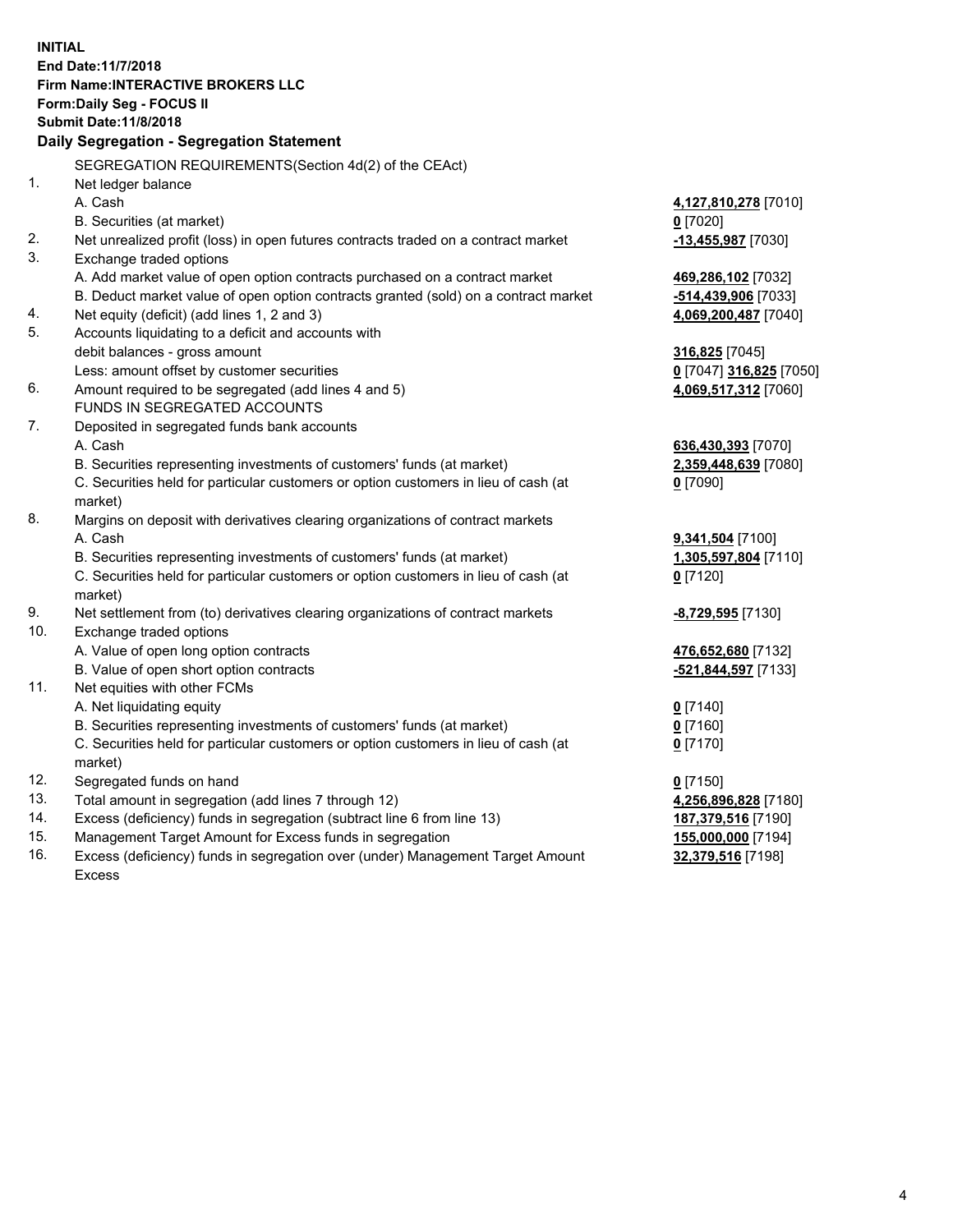**INITIAL**
**End Date:11/7/2018**
**Firm Name:INTERACTIVE BROKERS LLC**
**Form:Daily Seg - FOCUS II**
**Submit Date:11/8/2018**

## Daily Segregation - Segregation Statement

| | | |
|---|---|---|
| | SEGREGATION REQUIREMENTS(Section 4d(2) of the CEAct) | |
| 1. | Net ledger balance | |
| | A. Cash | **4,127,810,278** [7010] |
| | B. Securities (at market) | **0** [7020] |
| 2. | Net unrealized profit (loss) in open futures contracts traded on a contract market | **-13,455,987** [7030] |
| 3. | Exchange traded options | |
| | A. Add market value of open option contracts purchased on a contract market | **469,286,102** [7032] |
| | B. Deduct market value of open option contracts granted (sold) on a contract market | **-514,439,906** [7033] |
| 4. | Net equity (deficit) (add lines 1, 2 and 3) | **4,069,200,487** [7040] |
| 5. | Accounts liquidating to a deficit and accounts with | |
| | debit balances - gross amount | **316,825** [7045] |
| | Less: amount offset by customer securities | **0** [7047] **316,825** [7050] |
| 6. | Amount required to be segregated (add lines 4 and 5) | **4,069,517,312** [7060] |
| | FUNDS IN SEGREGATED ACCOUNTS | |
| 7. | Deposited in segregated funds bank accounts | |
| | A. Cash | **636,430,393** [7070] |
| | B. Securities representing investments of customers' funds (at market) | **2,359,448,639** [7080] |
| | C. Securities held for particular customers or option customers in lieu of cash (at market) | **0** [7090] |
| 8. | Margins on deposit with derivatives clearing organizations of contract markets | |
| | A. Cash | **9,341,504** [7100] |
| | B. Securities representing investments of customers' funds (at market) | **1,305,597,804** [7110] |
| | C. Securities held for particular customers or option customers in lieu of cash (at market) | **0** [7120] |
| 9. | Net settlement from (to) derivatives clearing organizations of contract markets | **-8,729,595** [7130] |
| 10. | Exchange traded options | |
| | A. Value of open long option contracts | **476,652,680** [7132] |
| | B. Value of open short option contracts | **-521,844,597** [7133] |
| 11. | Net equities with other FCMs | |
| | A. Net liquidating equity | **0** [7140] |
| | B. Securities representing investments of customers' funds (at market) | **0** [7160] |
| | C. Securities held for particular customers or option customers in lieu of cash (at market) | **0** [7170] |
| 12. | Segregated funds on hand | **0** [7150] |
| 13. | Total amount in segregation (add lines 7 through 12) | **4,256,896,828** [7180] |
| 14. | Excess (deficiency) funds in segregation (subtract line 6 from line 13) | **187,379,516** [7190] |
| 15. | Management Target Amount for Excess funds in segregation | **155,000,000** [7194] |
| 16. | Excess (deficiency) funds in segregation over (under) Management Target Amount Excess | **32,379,516** [7198] |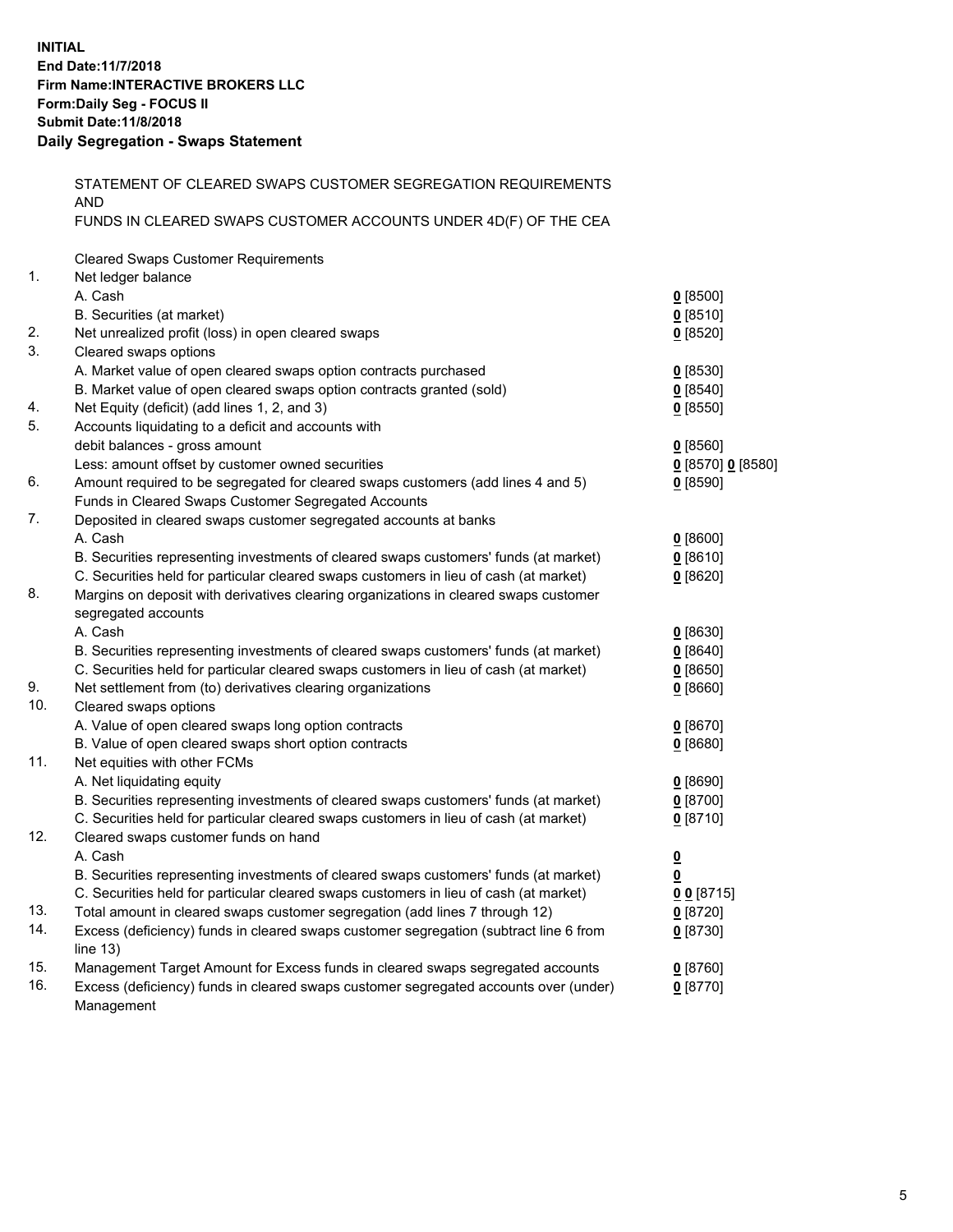**INITIAL**
**End Date:11/7/2018**
**Firm Name:INTERACTIVE BROKERS LLC**
**Form:Daily Seg - FOCUS II**
**Submit Date:11/8/2018**
**Daily Segregation - Swaps Statement**

STATEMENT OF CLEARED SWAPS CUSTOMER SEGREGATION REQUIREMENTS AND FUNDS IN CLEARED SWAPS CUSTOMER ACCOUNTS UNDER 4D(F) OF THE CEA

| | | |
|---|---|---|
| | Cleared Swaps Customer Requirements | |
| 1. | Net ledger balance | |
| | A. Cash | 0 [8500] |
| | B. Securities (at market) | 0 [8510] |
| 2. | Net unrealized profit (loss) in open cleared swaps | 0 [8520] |
| 3. | Cleared swaps options | |
| | A. Market value of open cleared swaps option contracts purchased | 0 [8530] |
| | B. Market value of open cleared swaps option contracts granted (sold) | 0 [8540] |
| 4. | Net Equity (deficit) (add lines 1, 2, and 3) | 0 [8550] |
| 5. | Accounts liquidating to a deficit and accounts with | |
| | debit balances - gross amount | 0 [8560] |
| | Less: amount offset by customer owned securities | 0 [8570] 0 [8580] |
| 6. | Amount required to be segregated for cleared swaps customers (add lines 4 and 5) | 0 [8590] |
| | Funds in Cleared Swaps Customer Segregated Accounts | |
| 7. | Deposited in cleared swaps customer segregated accounts at banks | |
| | A. Cash | 0 [8600] |
| | B. Securities representing investments of cleared swaps customers' funds (at market) | 0 [8610] |
| | C. Securities held for particular cleared swaps customers in lieu of cash (at market) | 0 [8620] |
| 8. | Margins on deposit with derivatives clearing organizations in cleared swaps customer segregated accounts | |
| | A. Cash | 0 [8630] |
| | B. Securities representing investments of cleared swaps customers' funds (at market) | 0 [8640] |
| | C. Securities held for particular cleared swaps customers in lieu of cash (at market) | 0 [8650] |
| 9. | Net settlement from (to) derivatives clearing organizations | 0 [8660] |
| 10. | Cleared swaps options | |
| | A. Value of open cleared swaps long option contracts | 0 [8670] |
| | B. Value of open cleared swaps short option contracts | 0 [8680] |
| 11. | Net equities with other FCMs | |
| | A. Net liquidating equity | 0 [8690] |
| | B. Securities representing investments of cleared swaps customers' funds (at market) | 0 [8700] |
| | C. Securities held for particular cleared swaps customers in lieu of cash (at market) | 0 [8710] |
| 12. | Cleared swaps customer funds on hand | |
| | A. Cash | 0 |
| | B. Securities representing investments of cleared swaps customers' funds (at market) | 0 |
| | C. Securities held for particular cleared swaps customers in lieu of cash (at market) | 0 0 [8715] |
| 13. | Total amount in cleared swaps customer segregation (add lines 7 through 12) | 0 [8720] |
| 14. | Excess (deficiency) funds in cleared swaps customer segregation (subtract line 6 from line 13) | 0 [8730] |
| 15. | Management Target Amount for Excess funds in cleared swaps segregated accounts | 0 [8760] |
| 16. | Excess (deficiency) funds in cleared swaps customer segregated accounts over (under) Management | 0 [8770] |